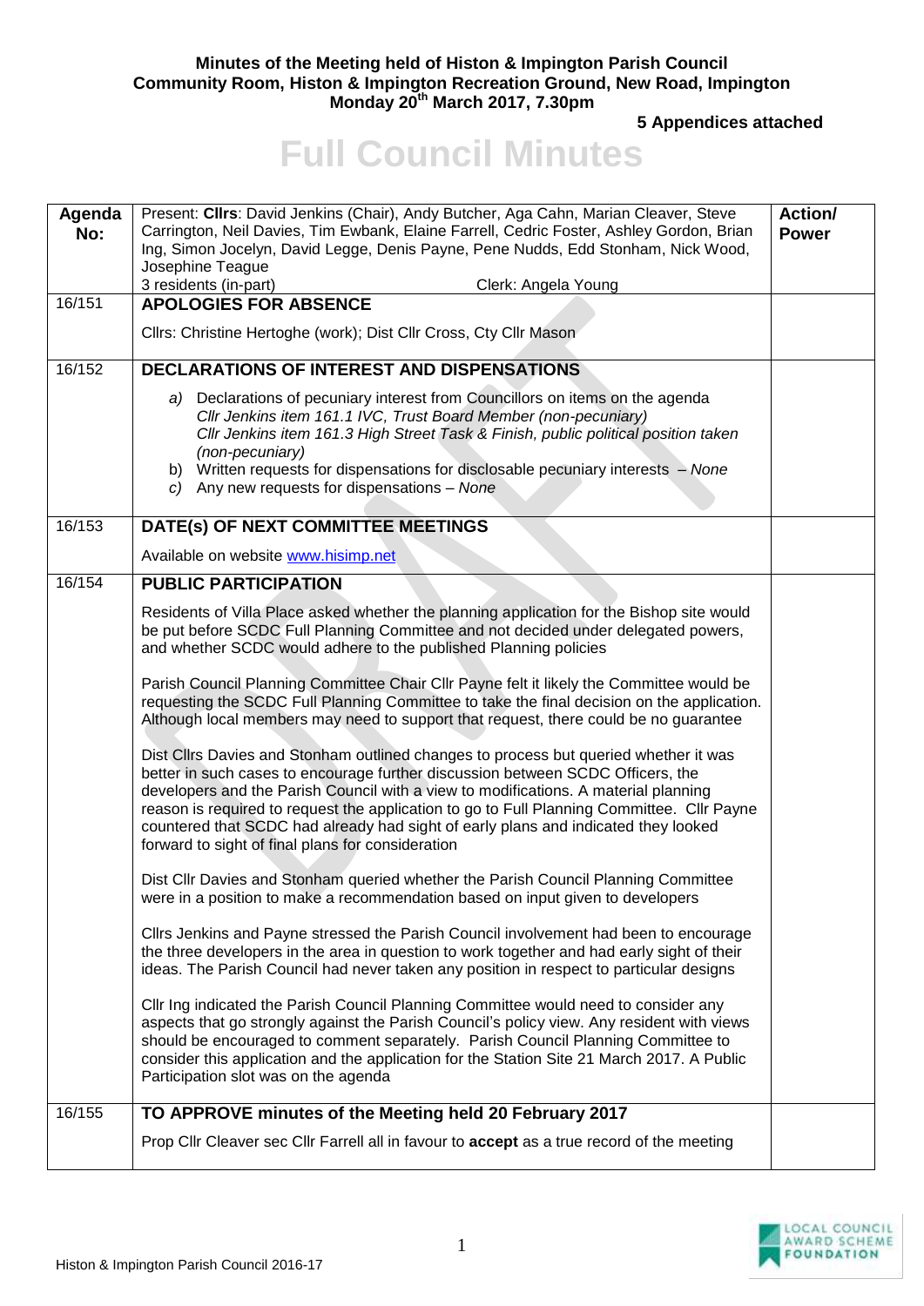**Minutes of the Meeting held of Histon & Impington Parish Council**
**Community Room, Histon & Impington Recreation Ground, New Road, Impington**
**Monday 20th March 2017, 7.30pm**

**5 Appendices attached**

# Full Council Minutes

| Agenda No: | Present: **Cllrs**: David Jenkins (Chair), Andy Butcher, Aga Cahn, Marian Cleaver, Steve Carrington, Neil Davies, Tim Ewbank, Elaine Farrell, Cedric Foster, Ashley Gordon, Brian Ing, Simon Jocelyn, David Legge, Denis Payne, Pene Nudds, Edd Stonham, Nick Wood, Josephine Teague<br>3 residents (in-part) Clerk: Angela Young | **Action/ Power** |
|---|---|---|
| 16/151 | **APOLOGIES FOR ABSENCE**<br><br>Cllrs: Christine Hertoghe (work); Dist Cllr Cross, Cty Cllr Mason | |
| 16/152 | **DECLARATIONS OF INTEREST AND DISPENSATIONS**<br><br>*a)* Declarations of pecuniary interest from Councillors on items on the agenda<br>*Cllr Jenkins item 161.1 IVC, Trust Board Member (non-pecuniary)*<br>*Cllr Jenkins item 161.3 High Street Task & Finish, public political position taken (non-pecuniary)*<br>b) Written requests for dispensations for disclosable pecuniary interests – *None*<br>*c)* Any new requests for dispensations – *None* | |
| 16/153 | **DATE(s) OF NEXT COMMITTEE MEETINGS**<br><br>Available on website www.hisimp.net | |
| 16/154 | **PUBLIC PARTICIPATION**<br><br>Residents of Villa Place asked whether the planning application for the Bishop site would be put before SCDC Full Planning Committee and not decided under delegated powers, and whether SCDC would adhere to the published Planning policies<br><br>Parish Council Planning Committee Chair Cllr Payne felt it likely the Committee would be requesting the SCDC Full Planning Committee to take the final decision on the application. Although local members may need to support that request, there could be no guarantee<br><br>Dist Cllrs Davies and Stonham outlined changes to process but queried whether it was better in such cases to encourage further discussion between SCDC Officers, the developers and the Parish Council with a view to modifications. A material planning reason is required to request the application to go to Full Planning Committee. Cllr Payne countered that SCDC had already had sight of early plans and indicated they looked forward to sight of final plans for consideration<br><br>Dist Cllr Davies and Stonham queried whether the Parish Council Planning Committee were in a position to make a recommendation based on input given to developers<br><br>Cllrs Jenkins and Payne stressed the Parish Council involvement had been to encourage the three developers in the area in question to work together and had early sight of their ideas. The Parish Council had never taken any position in respect to particular designs<br><br>Cllr Ing indicated the Parish Council Planning Committee would need to consider any aspects that go strongly against the Parish Council's policy view. Any resident with views should be encouraged to comment separately. Parish Council Planning Committee to consider this application and the application for the Station Site 21 March 2017. A Public Participation slot was on the agenda | |
| 16/155 | **TO APPROVE minutes of the Meeting held 20 February 2017**<br><br>Prop Cllr Cleaver sec Cllr Farrell all in favour to **accept** as a true record of the meeting | |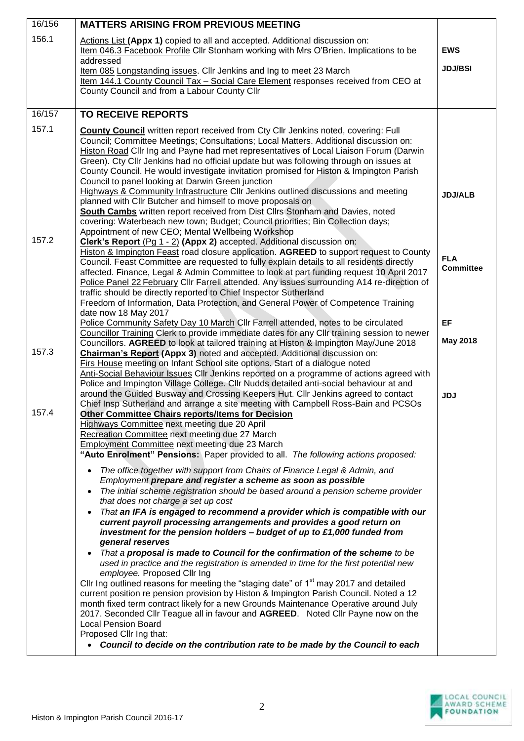| | | |
|---|---|---|
| 16/156 | **MATTERS ARISING FROM PREVIOUS MEETING** | |
| 156.1 | Actions List **(Appx 1)** copied to all and accepted. Additional discussion on:<br>Item 046.3 Facebook Profile Cllr Stonham working with Mrs O'Brien. Implications to be addressed<br>Item 085 Longstanding issues. Cllr Jenkins and Ing to meet 23 March<br>Item 144.1 County Council Tax – Social Care Element responses received from CEO at County Council and from a Labour County Cllr | **EWS**<br><br>**JDJ/BSI** |
| 16/157 | **TO RECEIVE REPORTS** | |
| 157.1 | **County Council** written report received from Cty Cllr Jenkins noted, covering: Full Council; Committee Meetings; Consultations; Local Matters. Additional discussion on:<br>Histon Road Cllr Ing and Payne had met representatives of Local Liaison Forum (Darwin Green). Cty Cllr Jenkins had no official update but was following through on issues at County Council. He would investigate invitation promised for Histon & Impington Parish Council to panel looking at Darwin Green junction<br>Highways & Community Infrastructure Cllr Jenkins outlined discussions and meeting planned with Cllr Butcher and himself to move proposals on<br>**South Cambs** written report received from Dist Cllrs Stonham and Davies, noted covering: Waterbeach new town; Budget; Council priorities; Bin Collection days; Appointment of new CEO; Mental Wellbeing Workshop | **JDJ/ALB** |
| 157.2 | **Clerk's Report** (Pg 1 - 2) **(Appx 2)** accepted. Additional discussion on:<br>Histon & Impington Feast road closure application. **AGREED** to support request to County Council. Feast Committee are requested to fully explain details to all residents directly affected. Finance, Legal & Admin Committee to look at part funding request 10 April 2017<br>Police Panel 22 February Cllr Farrell attended. Any issues surrounding A14 re-direction of traffic should be directly reported to Chief Inspector Sutherland<br>Freedom of Information, Data Protection, and General Power of Competence Training date now 18 May 2017<br>Police Community Safety Day 10 March Cllr Farrell attended, notes to be circulated<br>Councillor Training Clerk to provide immediate dates for any Cllr training session to newer Councillors. **AGREED** to look at tailored training at Histon & Impington May/June 2018 | **FLA Committee**<br><br><br>**EF**<br><br>**May 2018** |
| 157.3 | **Chairman's Report (Appx 3)** noted and accepted. Additional discussion on:<br>Firs House meeting on Infant School site options. Start of a dialogue noted<br>Anti-Social Behaviour Issues Cllr Jenkins reported on a programme of actions agreed with Police and Impington Village College. Cllr Nudds detailed anti-social behaviour at and around the Guided Busway and Crossing Keepers Hut. Cllr Jenkins agreed to contact Chief Insp Sutherland and arrange a site meeting with Campbell Ross-Bain and PCSOs | **JDJ** |
| 157.4 | **Other Committee Chairs reports/Items for Decision**<br>Highways Committee next meeting due 20 April<br>Recreation Committee next meeting due 27 March<br>Employment Committee next meeting due 23 March<br>**"Auto Enrolment" Pensions:** Paper provided to all. *The following actions proposed:*<br>• *The office together with support from Chairs of Finance Legal & Admin, and Employment* ***prepare and register a scheme as soon as possible***<br>• *The initial scheme registration should be based around a pension scheme provider that does not charge a set up cost*<br>• *That* ***an IFA is engaged to recommend a provider which is compatible with our current payroll processing arrangements and provides a good return on investment for the pension holders – budget of up to £1,000 funded from general reserves***<br>• *That a* ***proposal is made to Council for the confirmation of the scheme*** *to be used in practice and the registration is amended in time for the first potential new employee.* Proposed Cllr Ing<br>Cllr Ing outlined reasons for meeting the "staging date" of 1st may 2017 and detailed current position re pension provision by Histon & Impington Parish Council. Noted a 12 month fixed term contract likely for a new Grounds Maintenance Operative around July 2017. Seconded Cllr Teague all in favour and **AGREED**. Noted Cllr Payne now on the Local Pension Board<br>Proposed Cllr Ing that:<br>• ***Council to decide on the contribution rate to be made by the Council to each*** | |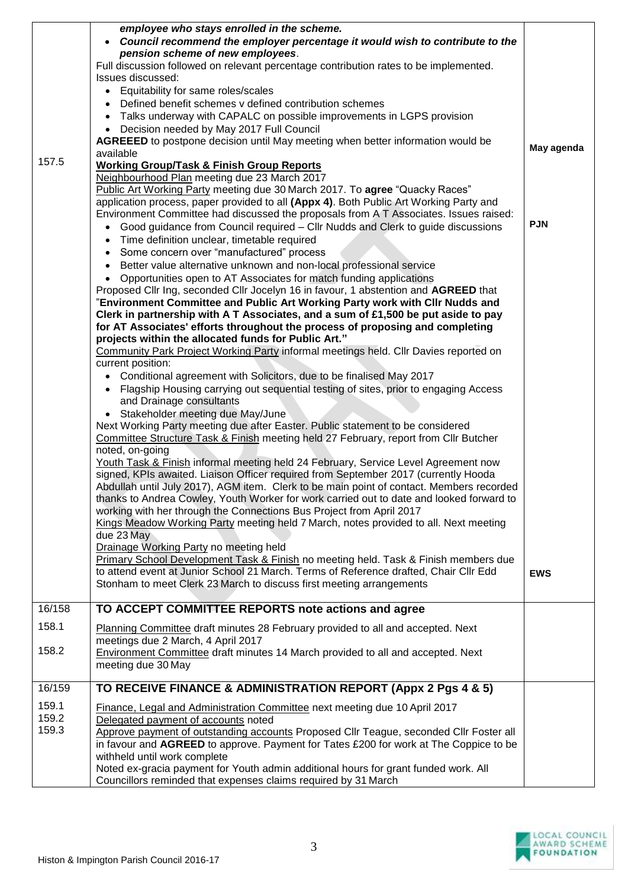| | | |
|---|---|---|
| | ***employee who stays enrolled in the scheme.*** <br>• ***Council recommend the employer percentage it would wish to contribute to the pension scheme of new employees***. <br>Full discussion followed on relevant percentage contribution rates to be implemented. Issues discussed: <br>• Equitability for same roles/scales <br>• Defined benefit schemes v defined contribution schemes <br>• Talks underway with CAPALC on possible improvements in LGPS provision <br>• Decision needed by May 2017 Full Council <br>**AGREEED** to postpone decision until May meeting when better information would be available | May agenda |
| 157.5 | **Working Group/Task & Finish Group Reports** <br>Neighbourhood Plan meeting due 23 March 2017 <br>Public Art Working Party meeting due 30 March 2017. To **agree** "Quacky Races" application process, paper provided to all **(Appx 4)**. Both Public Art Working Party and Environment Committee had discussed the proposals from A T Associates. Issues raised: <br>• Good guidance from Council required – Cllr Nudds and Clerk to guide discussions <br>• Time definition unclear, timetable required <br>• Some concern over "manufactured" process <br>• Better value alternative unknown and non-local professional service <br>• Opportunities open to AT Associates for match funding applications <br>Proposed Cllr Ing, seconded Cllr Jocelyn 16 in favour, 1 abstention and **AGREED** that **"Environment Committee and Public Art Working Party work with Cllr Nudds and Clerk in partnership with A T Associates, and a sum of £1,500 be put aside to pay for AT Associates' efforts throughout the process of proposing and completing projects within the allocated funds for Public Art."** <br>Community Park Project Working Party informal meetings held. Cllr Davies reported on current position: <br>• Conditional agreement with Solicitors, due to be finalised May 2017 <br>• Flagship Housing carrying out sequential testing of sites, prior to engaging Access and Drainage consultants <br>• Stakeholder meeting due May/June <br>Next Working Party meeting due after Easter. Public statement to be considered <br>Committee Structure Task & Finish meeting held 27 February, report from Cllr Butcher noted, on-going <br>Youth Task & Finish informal meeting held 24 February, Service Level Agreement now signed, KPIs awaited. Liaison Officer required from September 2017 (currently Hooda Abdullah until July 2017), AGM item. Clerk to be main point of contact. Members recorded thanks to Andrea Cowley, Youth Worker for work carried out to date and looked forward to working with her through the Connections Bus Project from April 2017 <br>Kings Meadow Working Party meeting held 7 March, notes provided to all. Next meeting due 23 May <br>Drainage Working Party no meeting held <br>Primary School Development Task & Finish no meeting held. Task & Finish members due to attend event at Junior School 21 March. Terms of Reference drafted, Chair Cllr Edd Stonham to meet Clerk 23 March to discuss first meeting arrangements | PJN <br><br><br><br><br><br><br><br><br><br><br><br><br><br><br><br><br><br><br>EWS |
| 16/158 | **TO ACCEPT COMMITTEE REPORTS note actions and agree** | |
| 158.1 <br>158.2 | Planning Committee draft minutes 28 February provided to all and accepted. Next meetings due 2 March, 4 April 2017 <br>Environment Committee draft minutes 14 March provided to all and accepted. Next meeting due 30 May | |
| 16/159 | **TO RECEIVE FINANCE & ADMINISTRATION REPORT (Appx 2 Pgs 4 & 5)** | |
| 159.1 <br>159.2 <br>159.3 | Finance, Legal and Administration Committee next meeting due 10 April 2017 <br>Delegated payment of accounts noted <br>Approve payment of outstanding accounts Proposed Cllr Teague, seconded Cllr Foster all in favour and **AGREED** to approve. Payment for Tates £200 for work at The Coppice to be withheld until work complete <br>Noted ex-gracia payment for Youth admin additional hours for grant funded work. All Councillors reminded that expenses claims required by 31 March | |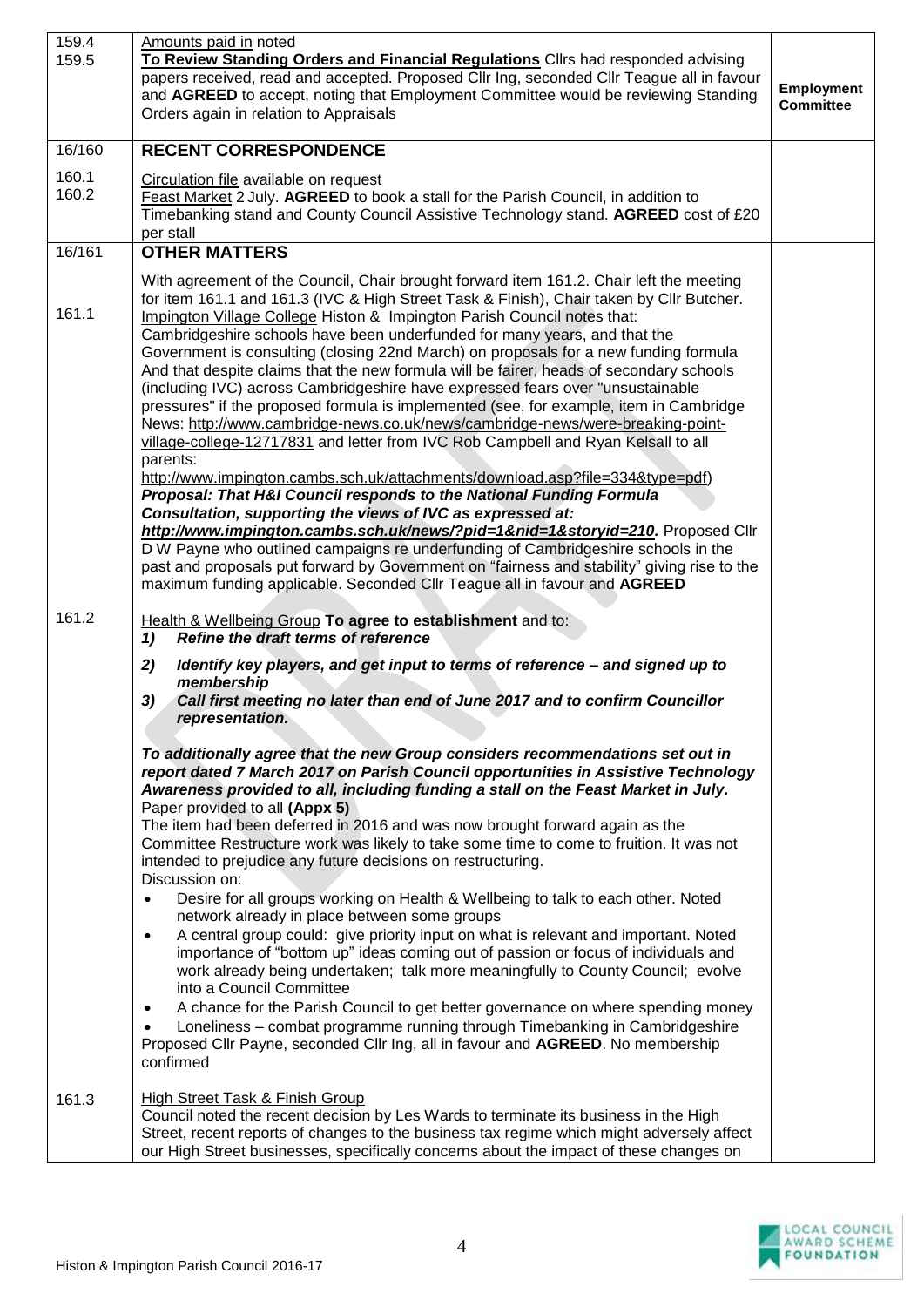| | | |
|---|---|---|
| 159.4<br>159.5 | Amounts paid in noted<br>**To Review Standing Orders and Financial Regulations** Cllrs had responded advising papers received, read and accepted. Proposed Cllr Ing, seconded Cllr Teague all in favour and **AGREED** to accept, noting that Employment Committee would be reviewing Standing Orders again in relation to Appraisals | **Employment Committee** |
| 16/160 | **RECENT CORRESPONDENCE** | |
| 160.1<br>160.2 | Circulation file available on request<br>Feast Market 2 July. **AGREED** to book a stall for the Parish Council, in addition to Timebanking stand and County Council Assistive Technology stand. **AGREED** cost of £20 per stall | |
| 16/161 | **OTHER MATTERS** | |
| 161.1 | With agreement of the Council, Chair brought forward item 161.2. Chair left the meeting for item 161.1 and 161.3 (IVC & High Street Task & Finish), Chair taken by Cllr Butcher.<br>Impington Village College Histon & Impington Parish Council notes that:<br>Cambridgeshire schools have been underfunded for many years, and that the Government is consulting (closing 22nd March) on proposals for a new funding formula And that despite claims that the new formula will be fairer, heads of secondary schools (including IVC) across Cambridgeshire have expressed fears over "unsustainable pressures" if the proposed formula is implemented (see, for example, item in Cambridge News: http://www.cambridge-news.co.uk/news/cambridge-news/were-breaking-point-village-college-12717831 and letter from IVC Rob Campbell and Ryan Kelsall to all parents:<br>http://www.impington.cambs.sch.uk/attachments/download.asp?file=334&type=pdf)<br>***Proposal: That H&I Council responds to the National Funding Formula Consultation, supporting the views of IVC as expressed at: http://www.impington.cambs.sch.uk/news/?pid=1&nid=1&storyid=210.*** Proposed Cllr D W Payne who outlined campaigns re underfunding of Cambridgeshire schools in the past and proposals put forward by Government on "fairness and stability" giving rise to the maximum funding applicable. Seconded Cllr Teague all in favour and **AGREED** | |
| 161.2 | Health & Wellbeing Group **To agree to establishment** and to:<br>***1) Refine the draft terms of reference***<br>***2) Identify key players, and get input to terms of reference – and signed up to membership***<br>***3) Call first meeting no later than end of June 2017 and to confirm Councillor representation.***<br><br>***To additionally agree that the new Group considers recommendations set out in report dated 7 March 2017 on Parish Council opportunities in Assistive Technology Awareness provided to all, including funding a stall on the Feast Market in July.***<br>Paper provided to all **(Appx 5)**<br>The item had been deferred in 2016 and was now brought forward again as the Committee Restructure work was likely to take some time to come to fruition. It was not intended to prejudice any future decisions on restructuring.<br>Discussion on:<br>• Desire for all groups working on Health & Wellbeing to talk to each other. Noted network already in place between some groups<br>• A central group could: give priority input on what is relevant and important. Noted importance of "bottom up" ideas coming out of passion or focus of individuals and work already being undertaken; talk more meaningfully to County Council; evolve into a Council Committee<br>• A chance for the Parish Council to get better governance on where spending money<br>• Loneliness – combat programme running through Timebanking in Cambridgeshire<br>Proposed Cllr Payne, seconded Cllr Ing, all in favour and **AGREED**. No membership confirmed | |
| 161.3 | High Street Task & Finish Group<br>Council noted the recent decision by Les Wards to terminate its business in the High Street, recent reports of changes to the business tax regime which might adversely affect our High Street businesses, specifically concerns about the impact of these changes on | |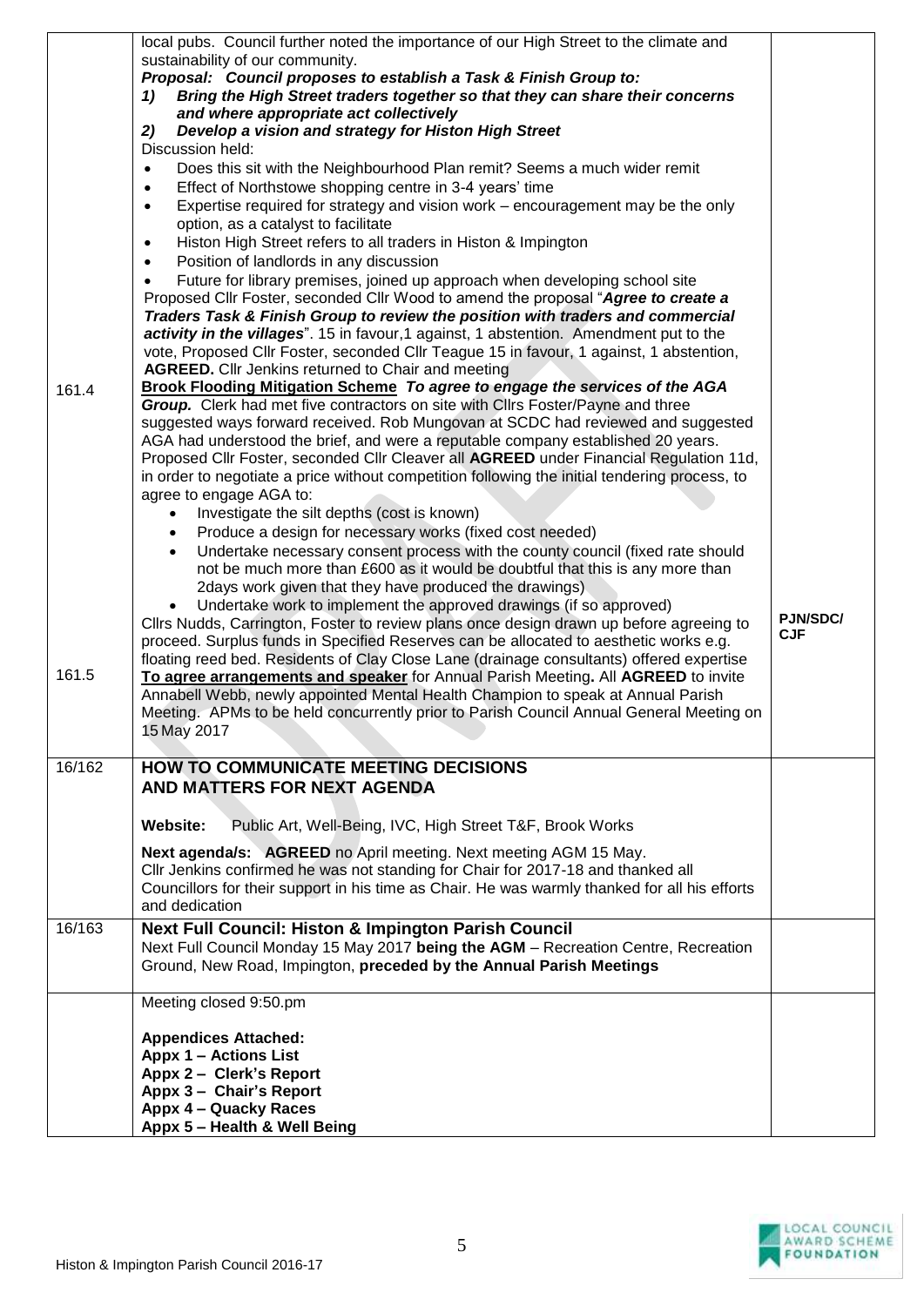| | | |
|---|---|---|
| | local pubs. Council further noted the importance of our High Street to the climate and sustainability of our community.<br>***Proposal: Council proposes to establish a Task & Finish Group to:***<br>***1) Bring the High Street traders together so that they can share their concerns and where appropriate act collectively***<br>***2) Develop a vision and strategy for Histon High Street***<br>Discussion held:<br>• Does this sit with the Neighbourhood Plan remit? Seems a much wider remit<br>• Effect of Northstowe shopping centre in 3-4 years' time<br>• Expertise required for strategy and vision work – encouragement may be the only option, as a catalyst to facilitate<br>• Histon High Street refers to all traders in Histon & Impington<br>• Position of landlords in any discussion<br>• Future for library premises, joined up approach when developing school site<br>Proposed Cllr Foster, seconded Cllr Wood to amend the proposal "***Agree to create a Traders Task & Finish Group to review the position with traders and commercial activity in the villages***". 15 in favour,1 against, 1 abstention. Amendment put to the vote, Proposed Cllr Foster, seconded Cllr Teague 15 in favour, 1 against, 1 abstention, **AGREED.** Cllr Jenkins returned to Chair and meeting | |
| 161.4 | **Brook Flooding Mitigation Scheme** ***To agree to engage the services of the AGA Group.*** Clerk had met five contractors on site with Cllrs Foster/Payne and three suggested ways forward received. Rob Mungovan at SCDC had reviewed and suggested AGA had understood the brief, and were a reputable company established 20 years. Proposed Cllr Foster, seconded Cllr Cleaver all **AGREED** under Financial Regulation 11d, in order to negotiate a price without competition following the initial tendering process, to agree to engage AGA to:<br>• Investigate the silt depths (cost is known)<br>• Produce a design for necessary works (fixed cost needed)<br>• Undertake necessary consent process with the county council (fixed rate should not be much more than £600 as it would be doubtful that this is any more than 2days work given that they have produced the drawings)<br>• Undertake work to implement the approved drawings (if so approved)<br>Cllrs Nudds, Carrington, Foster to review plans once design drawn up before agreeing to proceed. Surplus funds in Specified Reserves can be allocated to aesthetic works e.g. floating reed bed. Residents of Clay Close Lane (drainage consultants) offered expertise | **PJN/SDC/ CJF** |
| 161.5 | **To agree arrangements and speaker** for Annual Parish Meeting**.** All **AGREED** to invite Annabell Webb, newly appointed Mental Health Champion to speak at Annual Parish Meeting. APMs to be held concurrently prior to Parish Council Annual General Meeting on 15 May 2017 | |
| 16/162 | **HOW TO COMMUNICATE MEETING DECISIONS AND MATTERS FOR NEXT AGENDA**<br><br>**Website:** Public Art, Well-Being, IVC, High Street T&F, Brook Works<br><br>**Next agenda/s: AGREED** no April meeting. Next meeting AGM 15 May.<br>Cllr Jenkins confirmed he was not standing for Chair for 2017-18 and thanked all Councillors for their support in his time as Chair. He was warmly thanked for all his efforts and dedication | |
| 16/163 | **Next Full Council: Histon & Impington Parish Council**<br>Next Full Council Monday 15 May 2017 **being the AGM** – Recreation Centre, Recreation Ground, New Road, Impington, **preceded by the Annual Parish Meetings** | |
| | Meeting closed 9:50.pm<br><br>**Appendices Attached:**<br>**Appx 1 – Actions List**<br>**Appx 2 – Clerk's Report**<br>**Appx 3 – Chair's Report**<br>**Appx 4 – Quacky Races**<br>**Appx 5 – Health & Well Being** | |